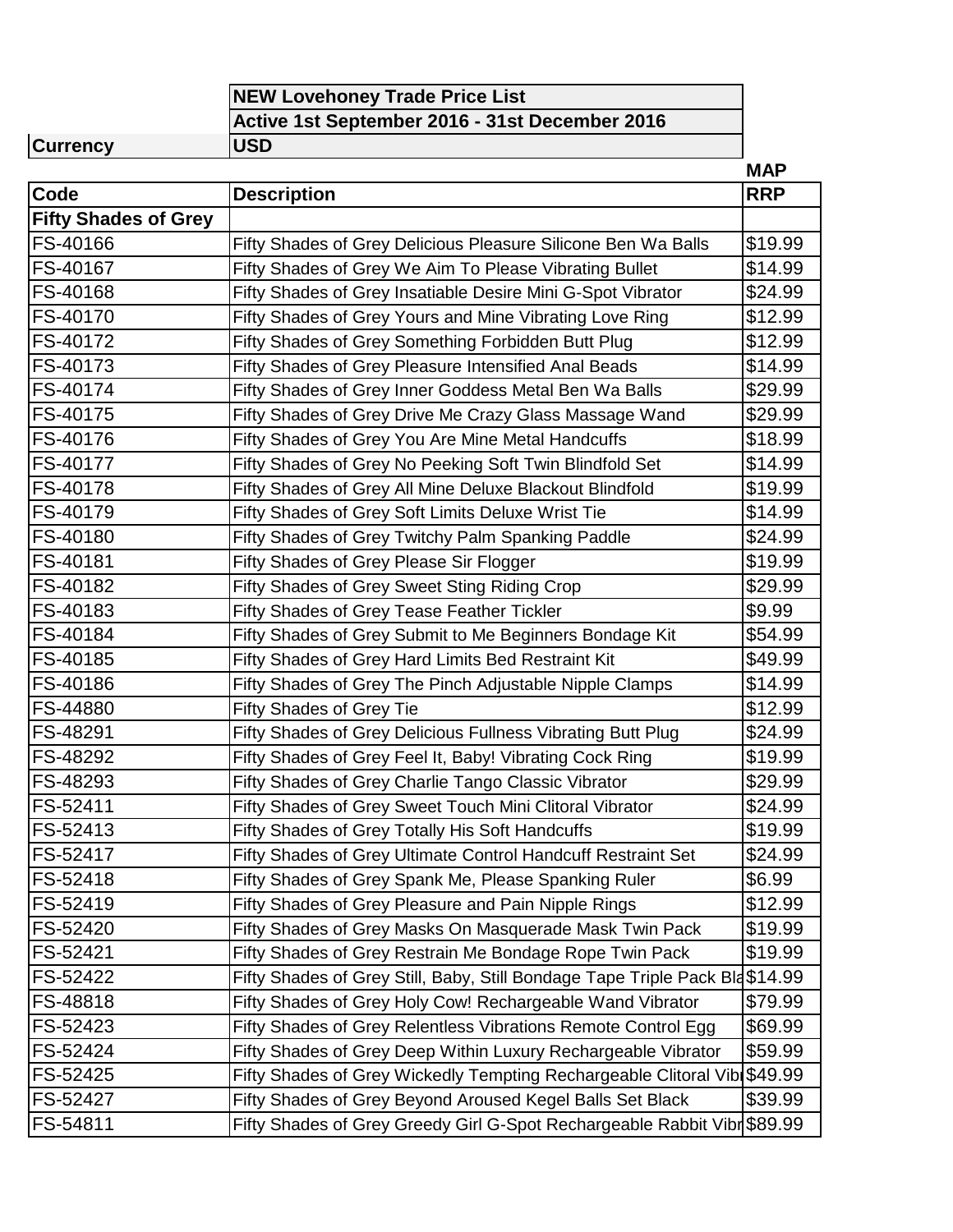| | NEW Lovehoney Trade Price List | |
| --- | --- | --- |
| | Active 1st September 2016 - 31st December 2016 | |
| Currency | USD | |

| Code | Description | MAP RRP |
| --- | --- | --- |
| **Fifty Shades of Grey** | | |
| FS-40166 | Fifty Shades of Grey Delicious Pleasure Silicone Ben Wa Balls | $19.99 |
| FS-40167 | Fifty Shades of Grey We Aim To Please Vibrating Bullet | $14.99 |
| FS-40168 | Fifty Shades of Grey Insatiable Desire Mini G-Spot Vibrator | $24.99 |
| FS-40170 | Fifty Shades of Grey Yours and Mine Vibrating Love Ring | $12.99 |
| FS-40172 | Fifty Shades of Grey Something Forbidden Butt Plug | $12.99 |
| FS-40173 | Fifty Shades of Grey Pleasure Intensified Anal Beads | $14.99 |
| FS-40174 | Fifty Shades of Grey Inner Goddess Metal Ben Wa Balls | $29.99 |
| FS-40175 | Fifty Shades of Grey Drive Me Crazy Glass Massage Wand | $29.99 |
| FS-40176 | Fifty Shades of Grey You Are Mine Metal Handcuffs | $18.99 |
| FS-40177 | Fifty Shades of Grey No Peeking Soft Twin Blindfold Set | $14.99 |
| FS-40178 | Fifty Shades of Grey All Mine Deluxe Blackout Blindfold | $19.99 |
| FS-40179 | Fifty Shades of Grey Soft Limits Deluxe Wrist Tie | $14.99 |
| FS-40180 | Fifty Shades of Grey Twitchy Palm Spanking Paddle | $24.99 |
| FS-40181 | Fifty Shades of Grey Please Sir Flogger | $19.99 |
| FS-40182 | Fifty Shades of Grey Sweet Sting Riding Crop | $29.99 |
| FS-40183 | Fifty Shades of Grey Tease Feather Tickler | $9.99 |
| FS-40184 | Fifty Shades of Grey Submit to Me Beginners Bondage Kit | $54.99 |
| FS-40185 | Fifty Shades of Grey Hard Limits Bed Restraint Kit | $49.99 |
| FS-40186 | Fifty Shades of Grey The Pinch Adjustable Nipple Clamps | $14.99 |
| FS-44880 | Fifty Shades of Grey Tie | $12.99 |
| FS-48291 | Fifty Shades of Grey Delicious Fullness Vibrating Butt Plug | $24.99 |
| FS-48292 | Fifty Shades of Grey Feel It, Baby! Vibrating Cock Ring | $19.99 |
| FS-48293 | Fifty Shades of Grey Charlie Tango Classic Vibrator | $29.99 |
| FS-52411 | Fifty Shades of Grey Sweet Touch Mini Clitoral Vibrator | $24.99 |
| FS-52413 | Fifty Shades of Grey Totally His Soft Handcuffs | $19.99 |
| FS-52417 | Fifty Shades of Grey Ultimate Control Handcuff Restraint Set | $24.99 |
| FS-52418 | Fifty Shades of Grey Spank Me, Please Spanking Ruler | $6.99 |
| FS-52419 | Fifty Shades of Grey Pleasure and Pain Nipple Rings | $12.99 |
| FS-52420 | Fifty Shades of Grey Masks On Masquerade Mask Twin Pack | $19.99 |
| FS-52421 | Fifty Shades of Grey Restrain Me Bondage Rope Twin Pack | $19.99 |
| FS-52422 | Fifty Shades of Grey Still, Baby, Still Bondage Tape Triple Pack Bla | $14.99 |
| FS-48818 | Fifty Shades of Grey Holy Cow! Rechargeable Wand Vibrator | $79.99 |
| FS-52423 | Fifty Shades of Grey Relentless Vibrations Remote Control Egg | $69.99 |
| FS-52424 | Fifty Shades of Grey Deep Within Luxury Rechargeable Vibrator | $59.99 |
| FS-52425 | Fifty Shades of Grey Wickedly Tempting Rechargeable Clitoral Vib | $49.99 |
| FS-52427 | Fifty Shades of Grey Beyond Aroused Kegel Balls Set Black | $39.99 |
| FS-54811 | Fifty Shades of Grey Greedy Girl G-Spot Rechargeable Rabbit Vibr | $89.99 |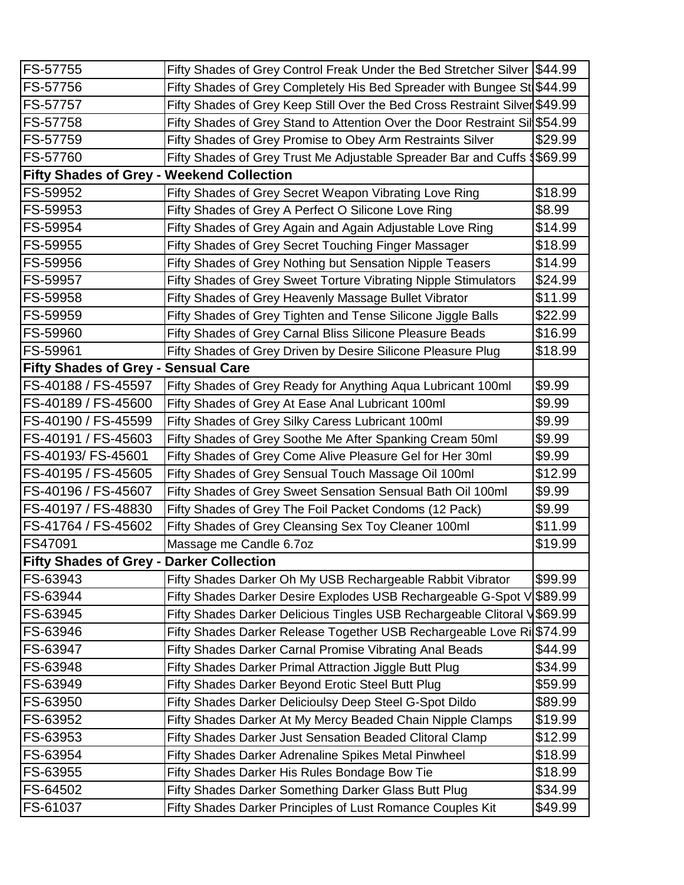| | | |
|---|---|---|
| FS-57755 | Fifty Shades of Grey Control Freak Under the Bed Stretcher Silver | $44.99 |
| FS-57756 | Fifty Shades of Grey Completely His Bed Spreader with Bungee St | $44.99 |
| FS-57757 | Fifty Shades of Grey Keep Still Over the Bed Cross Restraint Silver | $49.99 |
| FS-57758 | Fifty Shades of Grey Stand to Attention Over the Door Restraint Sil | $54.99 |
| FS-57759 | Fifty Shades of Grey Promise to Obey Arm Restraints Silver | $29.99 |
| FS-57760 | Fifty Shades of Grey Trust Me Adjustable Spreader Bar and Cuffs $ | $69.99 |
| **Fifty Shades of Grey - Weekend Collection** | | |
| FS-59952 | Fifty Shades of Grey Secret Weapon Vibrating Love Ring | $18.99 |
| FS-59953 | Fifty Shades of Grey A Perfect O Silicone Love Ring | $8.99 |
| FS-59954 | Fifty Shades of Grey Again and Again Adjustable Love Ring | $14.99 |
| FS-59955 | Fifty Shades of Grey Secret Touching Finger Massager | $18.99 |
| FS-59956 | Fifty Shades of Grey Nothing but Sensation Nipple Teasers | $14.99 |
| FS-59957 | Fifty Shades of Grey Sweet Torture Vibrating Nipple Stimulators | $24.99 |
| FS-59958 | Fifty Shades of Grey Heavenly Massage Bullet Vibrator | $11.99 |
| FS-59959 | Fifty Shades of Grey Tighten and Tense Silicone Jiggle Balls | $22.99 |
| FS-59960 | Fifty Shades of Grey Carnal Bliss Silicone Pleasure Beads | $16.99 |
| FS-59961 | Fifty Shades of Grey Driven by Desire Silicone Pleasure Plug | $18.99 |
| **Fifty Shades of Grey - Sensual Care** | | |
| FS-40188 / FS-45597 | Fifty Shades of Grey Ready for Anything Aqua Lubricant 100ml | $9.99 |
| FS-40189 / FS-45600 | Fifty Shades of Grey At Ease Anal Lubricant 100ml | $9.99 |
| FS-40190 / FS-45599 | Fifty Shades of Grey Silky Caress Lubricant 100ml | $9.99 |
| FS-40191 / FS-45603 | Fifty Shades of Grey Soothe Me After Spanking Cream 50ml | $9.99 |
| FS-40193/ FS-45601 | Fifty Shades of Grey Come Alive Pleasure Gel for Her 30ml | $9.99 |
| FS-40195 / FS-45605 | Fifty Shades of Grey Sensual Touch Massage Oil 100ml | $12.99 |
| FS-40196 / FS-45607 | Fifty Shades of Grey Sweet Sensation Sensual Bath Oil 100ml | $9.99 |
| FS-40197 / FS-48830 | Fifty Shades of Grey The Foil Packet Condoms (12 Pack) | $9.99 |
| FS-41764 / FS-45602 | Fifty Shades of Grey Cleansing Sex Toy Cleaner 100ml | $11.99 |
| FS47091 | Massage me Candle 6.7oz | $19.99 |
| **Fifty Shades of Grey - Darker Collection** | | |
| FS-63943 | Fifty Shades Darker Oh My USB Rechargeable Rabbit Vibrator | $99.99 |
| FS-63944 | Fifty Shades Darker Desire Explodes USB Rechargeable G-Spot V | $89.99 |
| FS-63945 | Fifty Shades Darker Delicious Tingles USB Rechargeable Clitoral V | $69.99 |
| FS-63946 | Fifty Shades Darker Release Together USB Rechargeable Love Ri | $74.99 |
| FS-63947 | Fifty Shades Darker Carnal Promise Vibrating Anal Beads | $44.99 |
| FS-63948 | Fifty Shades Darker Primal Attraction Jiggle Butt Plug | $34.99 |
| FS-63949 | Fifty Shades Darker Beyond Erotic Steel Butt Plug | $59.99 |
| FS-63950 | Fifty Shades Darker Delicioulsy Deep Steel G-Spot Dildo | $89.99 |
| FS-63952 | Fifty Shades Darker At My Mercy Beaded Chain Nipple Clamps | $19.99 |
| FS-63953 | Fifty Shades Darker Just Sensation Beaded Clitoral Clamp | $12.99 |
| FS-63954 | Fifty Shades Darker Adrenaline Spikes Metal Pinwheel | $18.99 |
| FS-63955 | Fifty Shades Darker His Rules Bondage Bow Tie | $18.99 |
| FS-64502 | Fifty Shades Darker Something Darker Glass Butt Plug | $34.99 |
| FS-61037 | Fifty Shades Darker Principles of Lust Romance Couples Kit | $49.99 |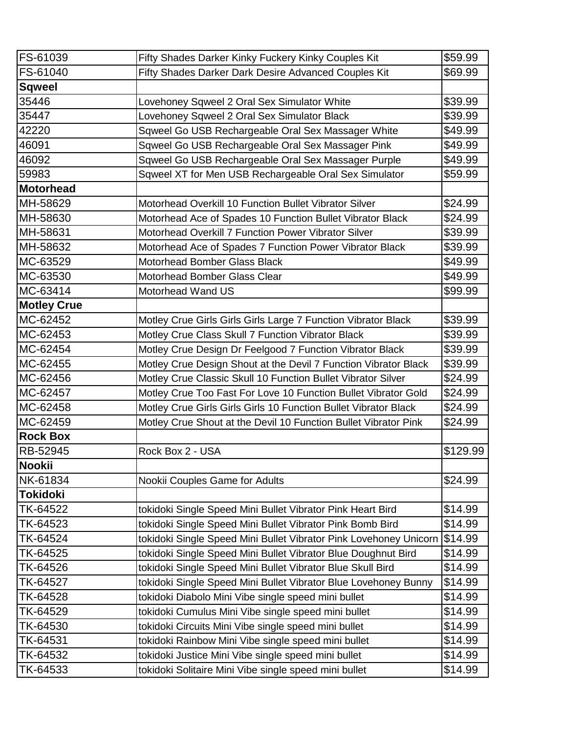| | | |
|---|---|---|
| FS-61039 | Fifty Shades Darker Kinky Fuckery Kinky Couples Kit | $59.99 |
| FS-61040 | Fifty Shades Darker Dark Desire Advanced Couples Kit | $69.99 |
| **Sqweel** | | |
| 35446 | Lovehoney Sqweel 2 Oral Sex Simulator White | $39.99 |
| 35447 | Lovehoney Sqweel 2 Oral Sex Simulator Black | $39.99 |
| 42220 | Sqweel Go USB Rechargeable Oral Sex Massager White | $49.99 |
| 46091 | Sqweel Go USB Rechargeable Oral Sex Massager Pink | $49.99 |
| 46092 | Sqweel Go USB Rechargeable Oral Sex Massager Purple | $49.99 |
| 59983 | Sqweel XT for Men USB Rechargeable Oral Sex Simulator | $59.99 |
| **Motorhead** | | |
| MH-58629 | Motorhead Overkill 10 Function Bullet Vibrator Silver | $24.99 |
| MH-58630 | Motorhead Ace of Spades 10 Function Bullet Vibrator Black | $24.99 |
| MH-58631 | Motorhead Overkill 7 Function Power Vibrator Silver | $39.99 |
| MH-58632 | Motorhead Ace of Spades 7 Function Power Vibrator Black | $39.99 |
| MC-63529 | Motorhead Bomber Glass Black | $49.99 |
| MC-63530 | Motorhead Bomber Glass Clear | $49.99 |
| MC-63414 | Motorhead Wand US | $99.99 |
| **Motley Crue** | | |
| MC-62452 | Motley Crue Girls Girls Girls Large 7 Function Vibrator Black | $39.99 |
| MC-62453 | Motley Crue Class Skull 7 Function Vibrator Black | $39.99 |
| MC-62454 | Motley Crue Design Dr Feelgood 7 Function Vibrator Black | $39.99 |
| MC-62455 | Motley Crue Design Shout at the Devil 7 Function Vibrator Black | $39.99 |
| MC-62456 | Motley Crue Classic Skull 10 Function Bullet Vibrator Silver | $24.99 |
| MC-62457 | Motley Crue Too Fast For Love 10 Function Bullet Vibrator Gold | $24.99 |
| MC-62458 | Motley Crue Girls Girls Girls 10 Function Bullet Vibrator Black | $24.99 |
| MC-62459 | Motley Crue Shout at the Devil 10 Function Bullet Vibrator Pink | $24.99 |
| **Rock Box** | | |
| RB-52945 | Rock Box 2 - USA | $129.99 |
| **Nookii** | | |
| NK-61834 | Nookii Couples Game for Adults | $24.99 |
| **Tokidoki** | | |
| TK-64522 | tokidoki Single Speed Mini Bullet Vibrator Pink Heart Bird | $14.99 |
| TK-64523 | tokidoki Single Speed Mini Bullet Vibrator Pink Bomb Bird | $14.99 |
| TK-64524 | tokidoki Single Speed Mini Bullet Vibrator Pink Lovehoney Unicorn | $14.99 |
| TK-64525 | tokidoki Single Speed Mini Bullet Vibrator Blue Doughnut Bird | $14.99 |
| TK-64526 | tokidoki Single Speed Mini Bullet Vibrator Blue Skull Bird | $14.99 |
| TK-64527 | tokidoki Single Speed Mini Bullet Vibrator Blue Lovehoney Bunny | $14.99 |
| TK-64528 | tokidoki Diabolo Mini Vibe single speed mini bullet | $14.99 |
| TK-64529 | tokidoki Cumulus Mini Vibe single speed mini bullet | $14.99 |
| TK-64530 | tokidoki Circuits Mini Vibe single speed mini bullet | $14.99 |
| TK-64531 | tokidoki Rainbow Mini Vibe single speed mini bullet | $14.99 |
| TK-64532 | tokidoki Justice Mini Vibe single speed mini bullet | $14.99 |
| TK-64533 | tokidoki Solitaire Mini Vibe single speed mini bullet | $14.99 |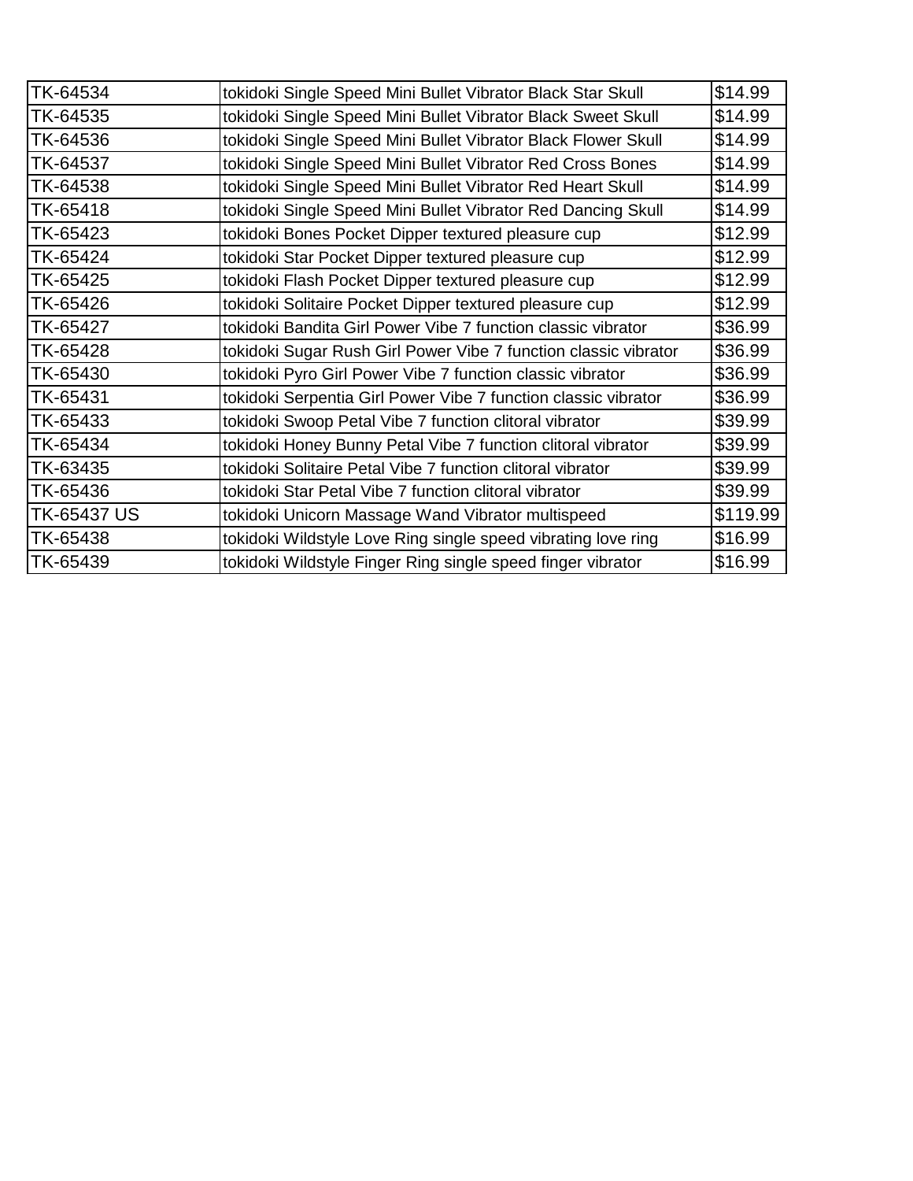| | | |
|---|---|---|
| TK-64534 | tokidoki Single Speed Mini Bullet Vibrator Black Star Skull | $14.99 |
| TK-64535 | tokidoki Single Speed Mini Bullet Vibrator Black Sweet Skull | $14.99 |
| TK-64536 | tokidoki Single Speed Mini Bullet Vibrator Black Flower Skull | $14.99 |
| TK-64537 | tokidoki Single Speed Mini Bullet Vibrator Red Cross Bones | $14.99 |
| TK-64538 | tokidoki Single Speed Mini Bullet Vibrator Red Heart Skull | $14.99 |
| TK-65418 | tokidoki Single Speed Mini Bullet Vibrator Red Dancing Skull | $14.99 |
| TK-65423 | tokidoki Bones Pocket Dipper textured pleasure cup | $12.99 |
| TK-65424 | tokidoki Star Pocket Dipper textured pleasure cup | $12.99 |
| TK-65425 | tokidoki Flash Pocket Dipper textured pleasure cup | $12.99 |
| TK-65426 | tokidoki Solitaire Pocket Dipper textured pleasure cup | $12.99 |
| TK-65427 | tokidoki Bandita Girl Power Vibe 7 function classic vibrator | $36.99 |
| TK-65428 | tokidoki Sugar Rush Girl Power Vibe 7 function classic vibrator | $36.99 |
| TK-65430 | tokidoki Pyro Girl Power Vibe 7 function classic vibrator | $36.99 |
| TK-65431 | tokidoki Serpentia Girl Power Vibe 7 function classic vibrator | $36.99 |
| TK-65433 | tokidoki Swoop Petal Vibe 7 function clitoral vibrator | $39.99 |
| TK-65434 | tokidoki Honey Bunny Petal Vibe 7 function clitoral vibrator | $39.99 |
| TK-63435 | tokidoki Solitaire Petal Vibe 7 function clitoral vibrator | $39.99 |
| TK-65436 | tokidoki Star Petal Vibe 7 function clitoral vibrator | $39.99 |
| TK-65437 US | tokidoki Unicorn Massage Wand Vibrator multispeed | $119.99 |
| TK-65438 | tokidoki Wildstyle Love Ring single speed vibrating love ring | $16.99 |
| TK-65439 | tokidoki Wildstyle Finger Ring single speed finger vibrator | $16.99 |